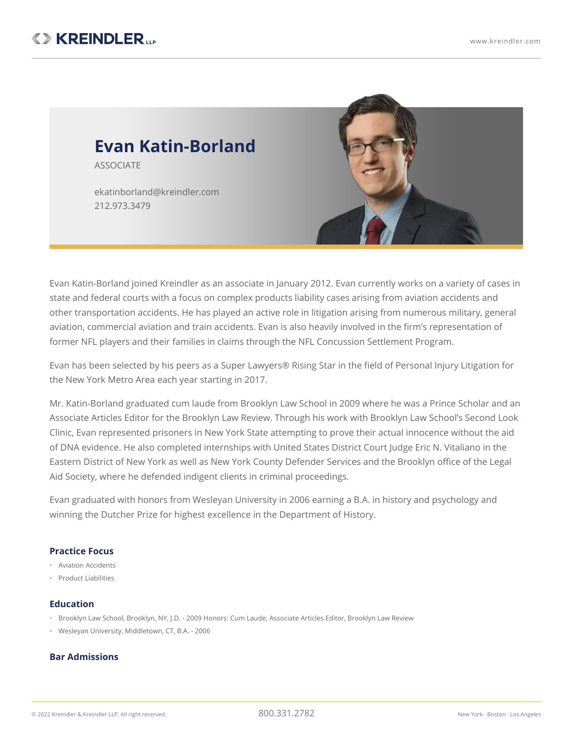# Evan Katin-Borland

ASSOCIATE

ekatinborland@kreindler.com
212.973.3479

Evan Katin-Borland joined Kreindler as an associate in January 2012. Evan currently works on a variety of cases in state and federal courts with a focus on complex products liability cases arising from aviation accidents and other transportation accidents. He has played an active role in litigation arising from numerous military, general aviation, commercial aviation and train accidents. Evan is also heavily involved in the firm's representation of former NFL players and their families in claims through the NFL Concussion Settlement Program.

Evan has been selected by his peers as a Super Lawyers® Rising Star in the field of Personal Injury Litigation for the New York Metro Area each year starting in 2017.

Mr. Katin-Borland graduated cum laude from Brooklyn Law School in 2009 where he was a Prince Scholar and an Associate Articles Editor for the Brooklyn Law Review. Through his work with Brooklyn Law School's Second Look Clinic, Evan represented prisoners in New York State attempting to prove their actual innocence without the aid of DNA evidence. He also completed internships with United States District Court Judge Eric N. Vitaliano in the Eastern District of New York as well as New York County Defender Services and the Brooklyn office of the Legal Aid Society, where he defended indigent clients in criminal proceedings.

Evan graduated with honors from Wesleyan University in 2006 earning a B.A. in history and psychology and winning the Dutcher Prize for highest excellence in the Department of History.

## Practice Focus

- Aviation Accidents
- Product Liabilities

## Education

- Brooklyn Law School, Brooklyn, NY, J.D. - 2009 Honors: Cum Laude; Associate Articles Editor, Brooklyn Law Review
- Wesleyan University, Middletown, CT, B.A. - 2006

## Bar Admissions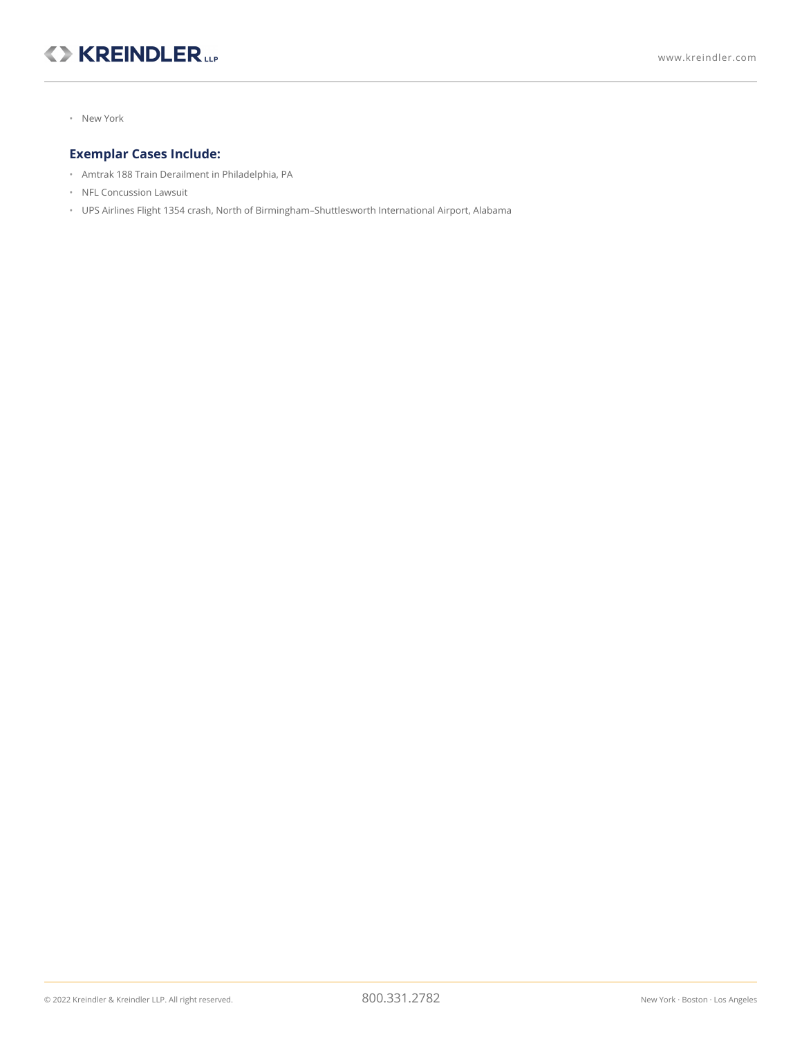- New York

### Exemplar Cases Include:

- Amtrak 188 Train Derailment in Philadelphia, PA
- NFL Concussion Lawsuit
- UPS Airlines Flight 1354 crash, North of Birmingham–Shuttlesworth International Airport, Alabama